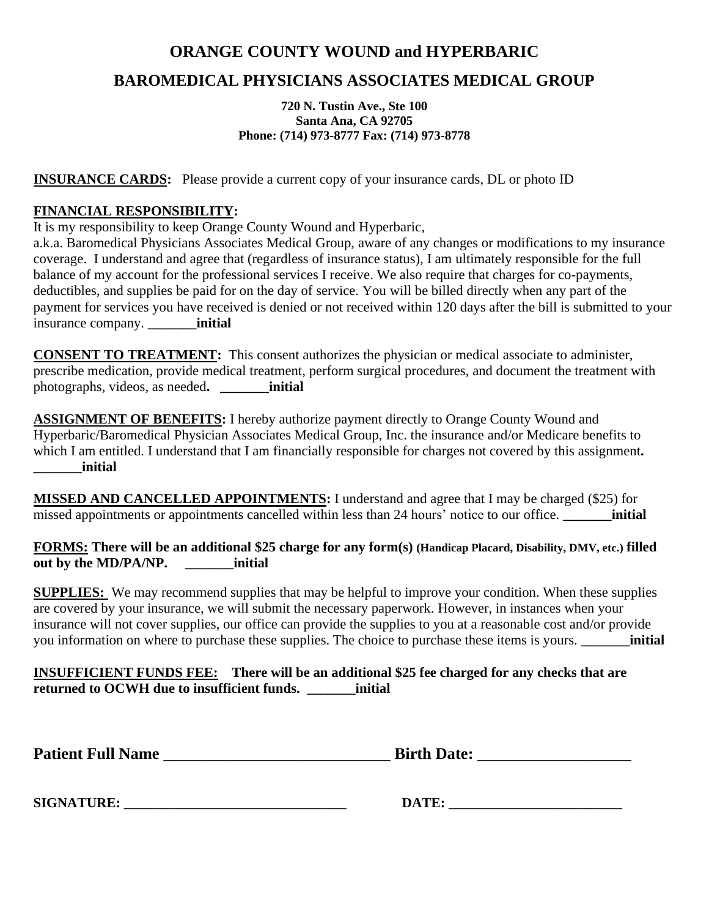# ORANGE COUNTY WOUND and HYPERBARIC

## BAROMEDICAL PHYSICIANS ASSOCIATES MEDICAL GROUP

**720 N. Tustin Ave., Ste 100**
**Santa Ana, CA 92705**
**Phone: (714) 973-8777 Fax: (714) 973-8778**

**INSURANCE CARDS:** Please provide a current copy of your insurance cards, DL or photo ID

**FINANCIAL RESPONSIBILITY:**
It is my responsibility to keep Orange County Wound and Hyperbaric, a.k.a. Baromedical Physicians Associates Medical Group, aware of any changes or modifications to my insurance coverage. I understand and agree that (regardless of insurance status), I am ultimately responsible for the full balance of my account for the professional services I receive. We also require that charges for co-payments, deductibles, and supplies be paid for on the day of service. You will be billed directly when any part of the payment for services you have received is denied or not received within 120 days after the bill is submitted to your insurance company. **_______initial**

**CONSENT TO TREATMENT:** This consent authorizes the physician or medical associate to administer, prescribe medication, provide medical treatment, perform surgical procedures, and document the treatment with photographs, videos, as needed**.** **_______initial**

**ASSIGNMENT OF BENEFITS:** I hereby authorize payment directly to Orange County Wound and Hyperbaric/Baromedical Physician Associates Medical Group, Inc. the insurance and/or Medicare benefits to which I am entitled. I understand that I am financially responsible for charges not covered by this assignment**.** **_______initial**

**MISSED AND CANCELLED APPOINTMENTS:** I understand and agree that I may be charged ($25) for missed appointments or appointments cancelled within less than 24 hours' notice to our office. **_______initial**

**FORMS: There will be an additional $25 charge for any form(s) (Handicap Placard, Disability, DMV, etc.) filled out by the MD/PA/NP. _______initial**

**SUPPLIES:** We may recommend supplies that may be helpful to improve your condition. When these supplies are covered by your insurance, we will submit the necessary paperwork. However, in instances when your insurance will not cover supplies, our office can provide the supplies to you at a reasonable cost and/or provide you information on where to purchase these supplies. The choice to purchase these items is yours. **_______initial**

**INSUFFICIENT FUNDS FEE: There will be an additional $25 fee charged for any checks that are returned to OCWH due to insufficient funds. _______initial**

**Patient Full Name** _____________________________ **Birth Date:** ___________________

**SIGNATURE: _______________________________** **DATE: ________________________**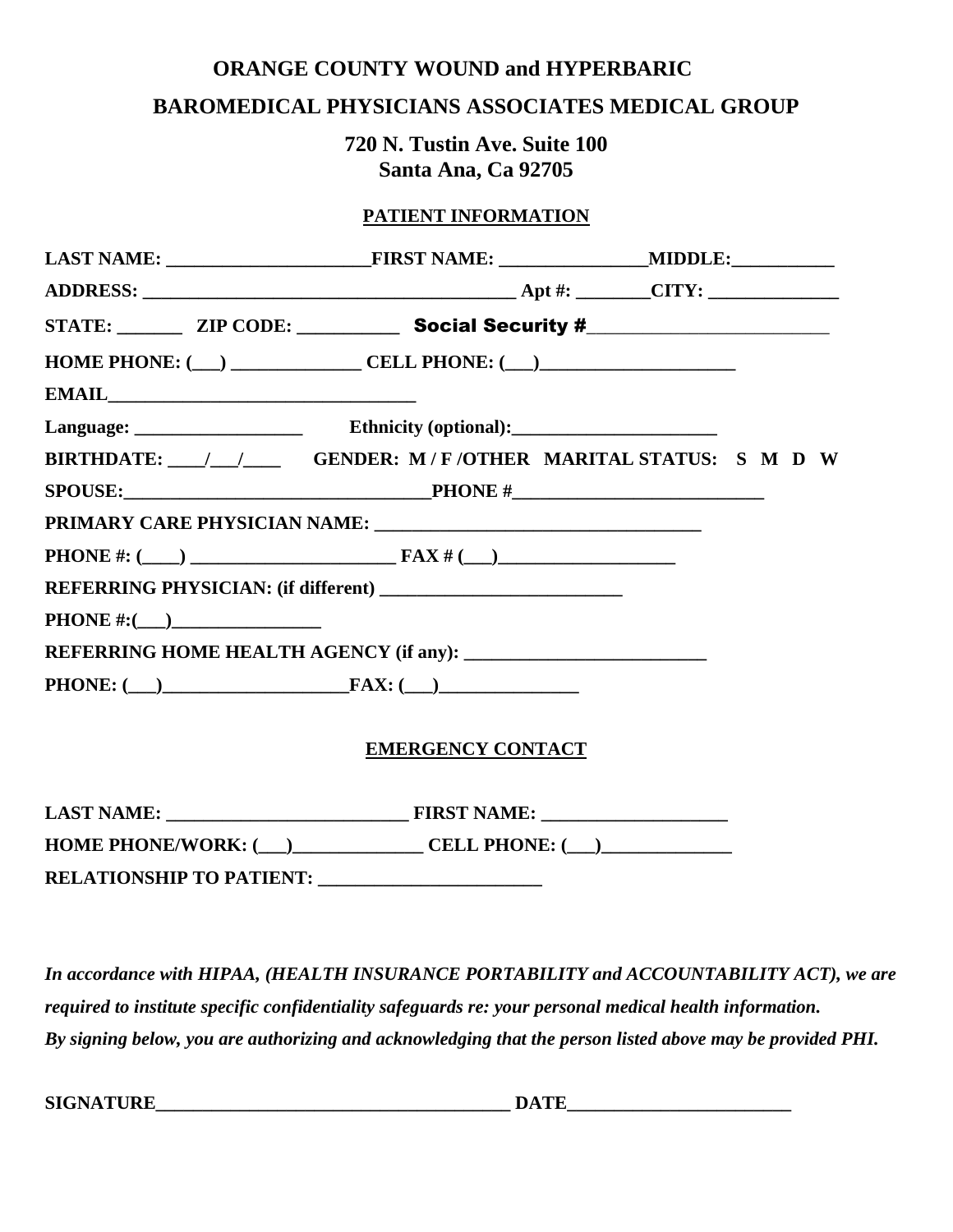**ORANGE COUNTY WOUND and HYPERBARIC**

**BAROMEDICAL PHYSICIANS ASSOCIATES MEDICAL GROUP**

**720 N. Tustin Ave. Suite 100**
**Santa Ana, Ca 92705**

## PATIENT INFORMATION

**LAST NAME: ______________________FIRST NAME: ________________MIDDLE:___________**

**ADDRESS: ________________________________________ Apt #: ________CITY: ______________**

**STATE: _______ ZIP CODE: ___________ Social Security #__________________________**

**HOME PHONE: (___) ______________ CELL PHONE: (___)_____________________**

**EMAIL_________________________________**

**Language: __________________ Ethnicity (optional):______________________**

**BIRTHDATE: ____/___/____ GENDER: M / F /OTHER MARITAL STATUS: S M D W**

**SPOUSE:_________________________________PHONE #___________________________**

**PRIMARY CARE PHYSICIAN NAME: ___________________________________**

**PHONE #: (____) ______________________ FAX # (___)___________________**

**REFERRING PHYSICIAN: (if different) __________________________**

**PHONE #:(___)________________**

**REFERRING HOME HEALTH AGENCY (if any): __________________________**

**PHONE: (___)____________________FAX: (___)_______________**

## EMERGENCY CONTACT

**LAST NAME: __________________________ FIRST NAME: ____________________**

**HOME PHONE/WORK: (___)______________ CELL PHONE: (___)______________**

**RELATIONSHIP TO PATIENT: ________________________**

***In accordance with HIPAA, (HEALTH INSURANCE PORTABILITY and ACCOUNTABILITY ACT), we are required to institute specific confidentiality safeguards re: your personal medical health information. By signing below, you are authorizing and acknowledging that the person listed above may be provided PHI.***

**SIGNATURE______________________________________ DATE________________________**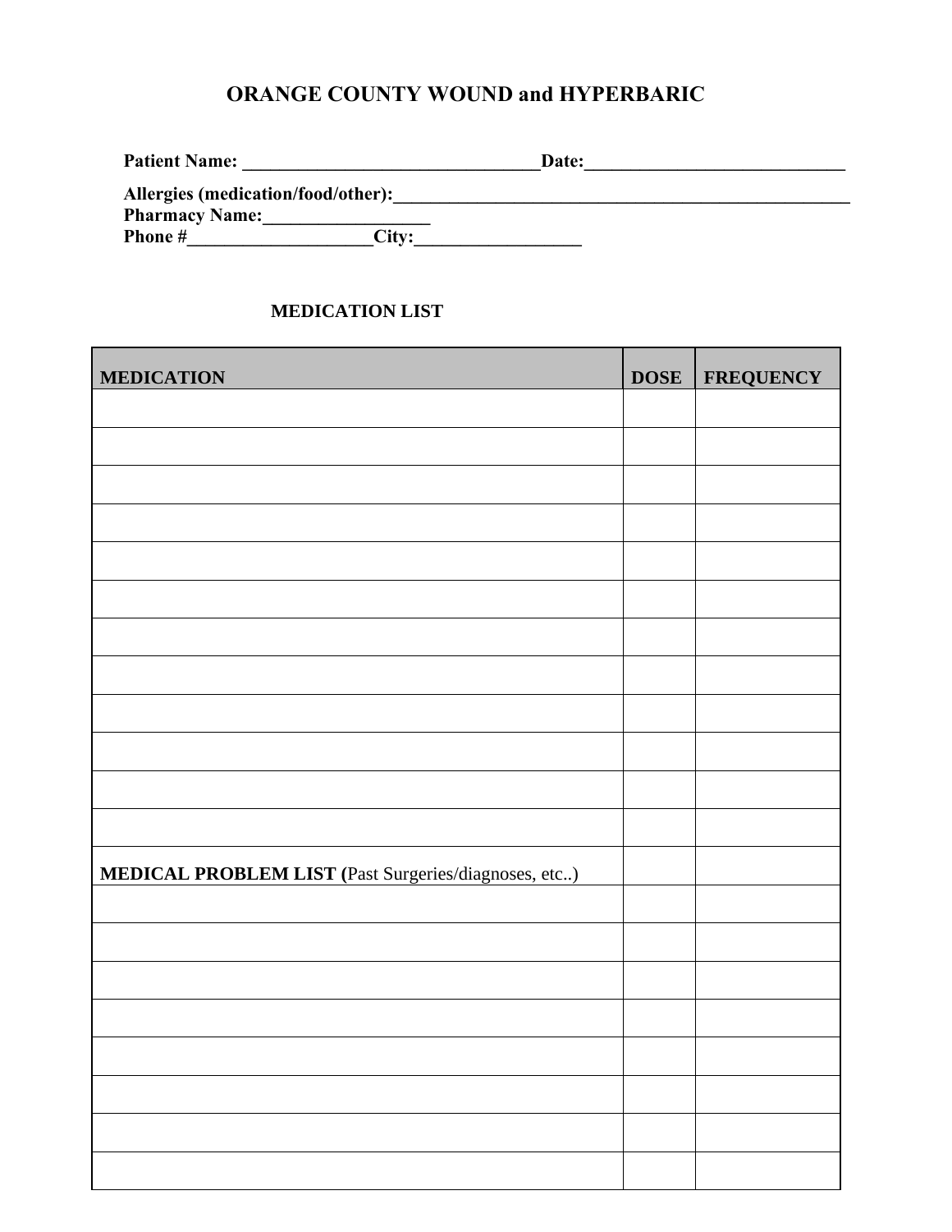# ORANGE COUNTY WOUND and HYPERBARIC

**Patient Name: ________________________________Date:____________________________**

**Allergies (medication/food/other):__________________________________________________**
**Pharmacy Name:_________________**
**Phone #___________________City:_________________**

## MEDICATION LIST

| MEDICATION | DOSE | FREQUENCY |
|---|---|---|
| | | |
| | | |
| | | |
| | | |
| | | |
| | | |
| | | |
| | | |
| | | |
| | | |
| | | |
| | | |
| **MEDICAL PROBLEM LIST (**Past Surgeries/diagnoses, etc..) | | |
| | | |
| | | |
| | | |
| | | |
| | | |
| | | |
| | | |
| | | |